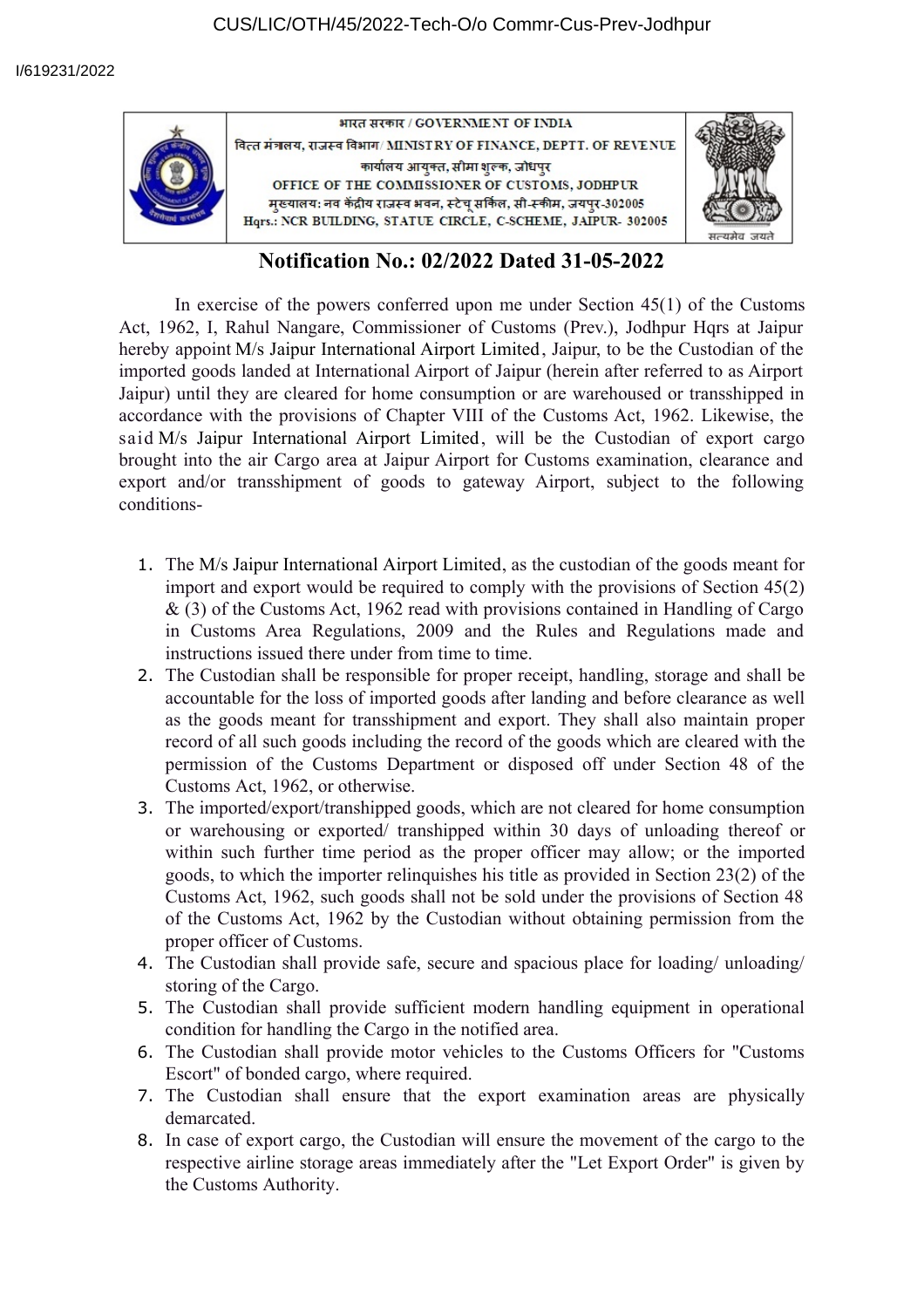CUS/LIC/OTH/45/2022-Tech-O/o Commr-Cus-Prev-Jodhpur

I/619231/2022

भारत सरकार / GOVERNMENT OF INDIA
वित्त मंत्रालय, राजस्व विभाग / MINISTRY OF FINANCE, DEPTT. OF REVENUE
कार्यालय आयुक्त, सीमा शुल्क, जोधपुर
OFFICE OF THE COMMISSIONER OF CUSTOMS, JODHPUR
मुख्यालय: नव केंद्रीय राजस्व भवन, स्टेचू सर्किल, सी-स्कीम, जयपुर-302005
Hqrs.: NCR BUILDING, STATUE CIRCLE, C-SCHEME, JAIPUR- 302005

सत्यमेव जयते

# Notification No.: 02/2022 Dated 31-05-2022

In exercise of the powers conferred upon me under Section 45(1) of the Customs Act, 1962, I, Rahul Nangare, Commissioner of Customs (Prev.), Jodhpur Hqrs at Jaipur hereby appoint M/s Jaipur International Airport Limited, Jaipur, to be the Custodian of the imported goods landed at International Airport of Jaipur (herein after referred to as Airport Jaipur) until they are cleared for home consumption or are warehoused or transshipped in accordance with the provisions of Chapter VIII of the Customs Act, 1962. Likewise, the said M/s Jaipur International Airport Limited, will be the Custodian of export cargo brought into the air Cargo area at Jaipur Airport for Customs examination, clearance and export and/or transshipment of goods to gateway Airport, subject to the following conditions-

1. The M/s Jaipur International Airport Limited, as the custodian of the goods meant for import and export would be required to comply with the provisions of Section 45(2) & (3) of the Customs Act, 1962 read with provisions contained in Handling of Cargo in Customs Area Regulations, 2009 and the Rules and Regulations made and instructions issued there under from time to time.
2. The Custodian shall be responsible for proper receipt, handling, storage and shall be accountable for the loss of imported goods after landing and before clearance as well as the goods meant for transshipment and export. They shall also maintain proper record of all such goods including the record of the goods which are cleared with the permission of the Customs Department or disposed off under Section 48 of the Customs Act, 1962, or otherwise.
3. The imported/export/transhipped goods, which are not cleared for home consumption or warehousing or exported/ transhipped within 30 days of unloading thereof or within such further time period as the proper officer may allow; or the imported goods, to which the importer relinquishes his title as provided in Section 23(2) of the Customs Act, 1962, such goods shall not be sold under the provisions of Section 48 of the Customs Act, 1962 by the Custodian without obtaining permission from the proper officer of Customs.
4. The Custodian shall provide safe, secure and spacious place for loading/ unloading/ storing of the Cargo.
5. The Custodian shall provide sufficient modern handling equipment in operational condition for handling the Cargo in the notified area.
6. The Custodian shall provide motor vehicles to the Customs Officers for "Customs Escort" of bonded cargo, where required.
7. The Custodian shall ensure that the export examination areas are physically demarcated.
8. In case of export cargo, the Custodian will ensure the movement of the cargo to the respective airline storage areas immediately after the "Let Export Order" is given by the Customs Authority.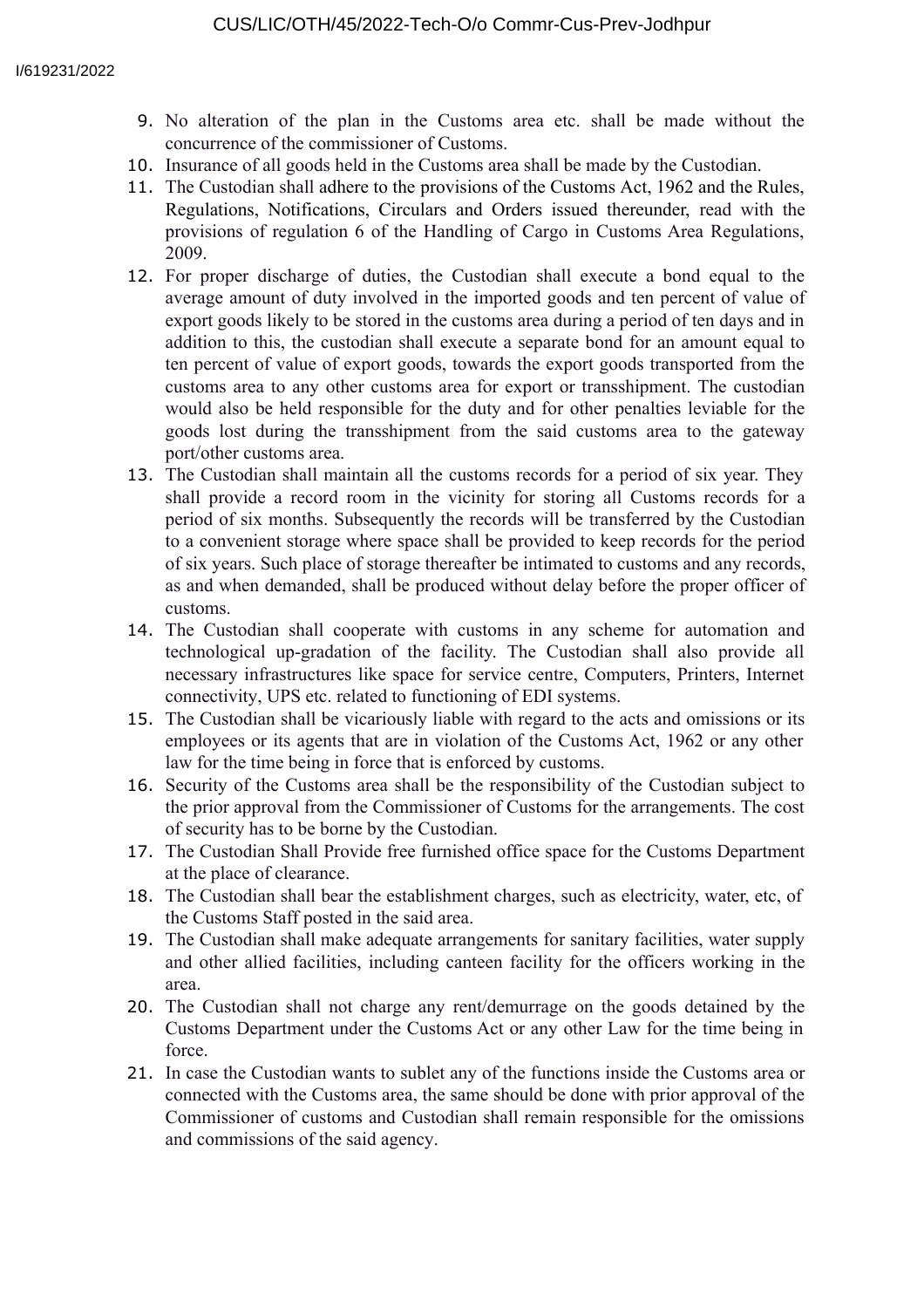9. No alteration of the plan in the Customs area etc. shall be made without the concurrence of the commissioner of Customs.
10. Insurance of all goods held in the Customs area shall be made by the Custodian.
11. The Custodian shall adhere to the provisions of the Customs Act, 1962 and the Rules, Regulations, Notifications, Circulars and Orders issued thereunder, read with the provisions of regulation 6 of the Handling of Cargo in Customs Area Regulations, 2009.
12. For proper discharge of duties, the Custodian shall execute a bond equal to the average amount of duty involved in the imported goods and ten percent of value of export goods likely to be stored in the customs area during a period of ten days and in addition to this, the custodian shall execute a separate bond for an amount equal to ten percent of value of export goods, towards the export goods transported from the customs area to any other customs area for export or transshipment. The custodian would also be held responsible for the duty and for other penalties leviable for the goods lost during the transshipment from the said customs area to the gateway port/other customs area.
13. The Custodian shall maintain all the customs records for a period of six year. They shall provide a record room in the vicinity for storing all Customs records for a period of six months. Subsequently the records will be transferred by the Custodian to a convenient storage where space shall be provided to keep records for the period of six years. Such place of storage thereafter be intimated to customs and any records, as and when demanded, shall be produced without delay before the proper officer of customs.
14. The Custodian shall cooperate with customs in any scheme for automation and technological up-gradation of the facility. The Custodian shall also provide all necessary infrastructures like space for service centre, Computers, Printers, Internet connectivity, UPS etc. related to functioning of EDI systems.
15. The Custodian shall be vicariously liable with regard to the acts and omissions or its employees or its agents that are in violation of the Customs Act, 1962 or any other law for the time being in force that is enforced by customs.
16. Security of the Customs area shall be the responsibility of the Custodian subject to the prior approval from the Commissioner of Customs for the arrangements. The cost of security has to be borne by the Custodian.
17. The Custodian Shall Provide free furnished office space for the Customs Department at the place of clearance.
18. The Custodian shall bear the establishment charges, such as electricity, water, etc, of the Customs Staff posted in the said area.
19. The Custodian shall make adequate arrangements for sanitary facilities, water supply and other allied facilities, including canteen facility for the officers working in the area.
20. The Custodian shall not charge any rent/demurrage on the goods detained by the Customs Department under the Customs Act or any other Law for the time being in force.
21. In case the Custodian wants to sublet any of the functions inside the Customs area or connected with the Customs area, the same should be done with prior approval of the Commissioner of customs and Custodian shall remain responsible for the omissions and commissions of the said agency.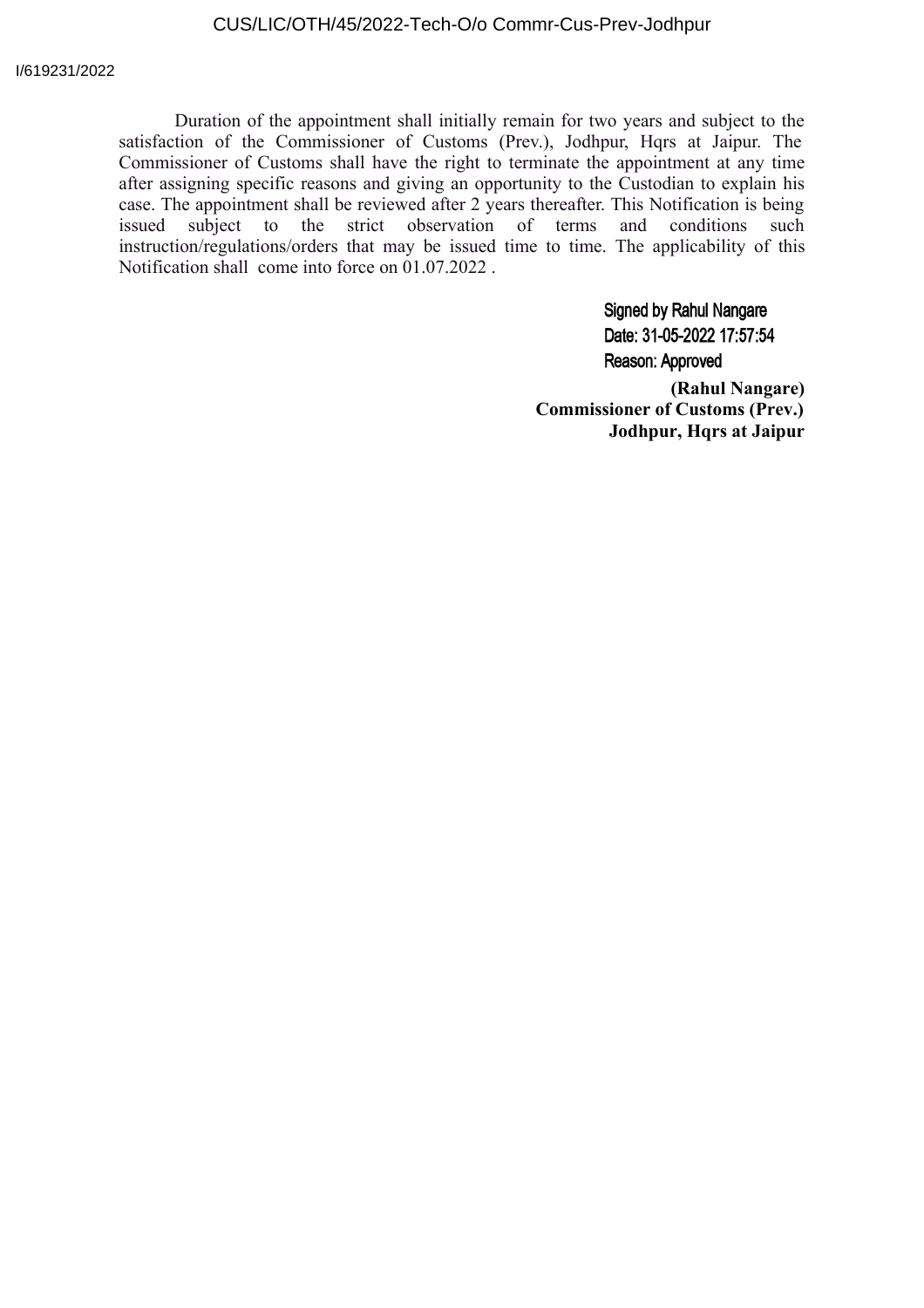Duration of the appointment shall initially remain for two years and subject to the satisfaction of the Commissioner of Customs (Prev.), Jodhpur, Hqrs at Jaipur. The Commissioner of Customs shall have the right to terminate the appointment at any time after assigning specific reasons and giving an opportunity to the Custodian to explain his case. The appointment shall be reviewed after 2 years thereafter. This Notification is being issued subject to the strict observation of terms and conditions such instruction/regulations/orders that may be issued time to time. The applicability of this Notification shall come into force on 01.07.2022 .

Signed by Rahul Nangare
Date: 31-05-2022 17:57:54
Reason: Approved

**(Rahul Nangare)**
**Commissioner of Customs (Prev.)**
**Jodhpur, Hqrs at Jaipur**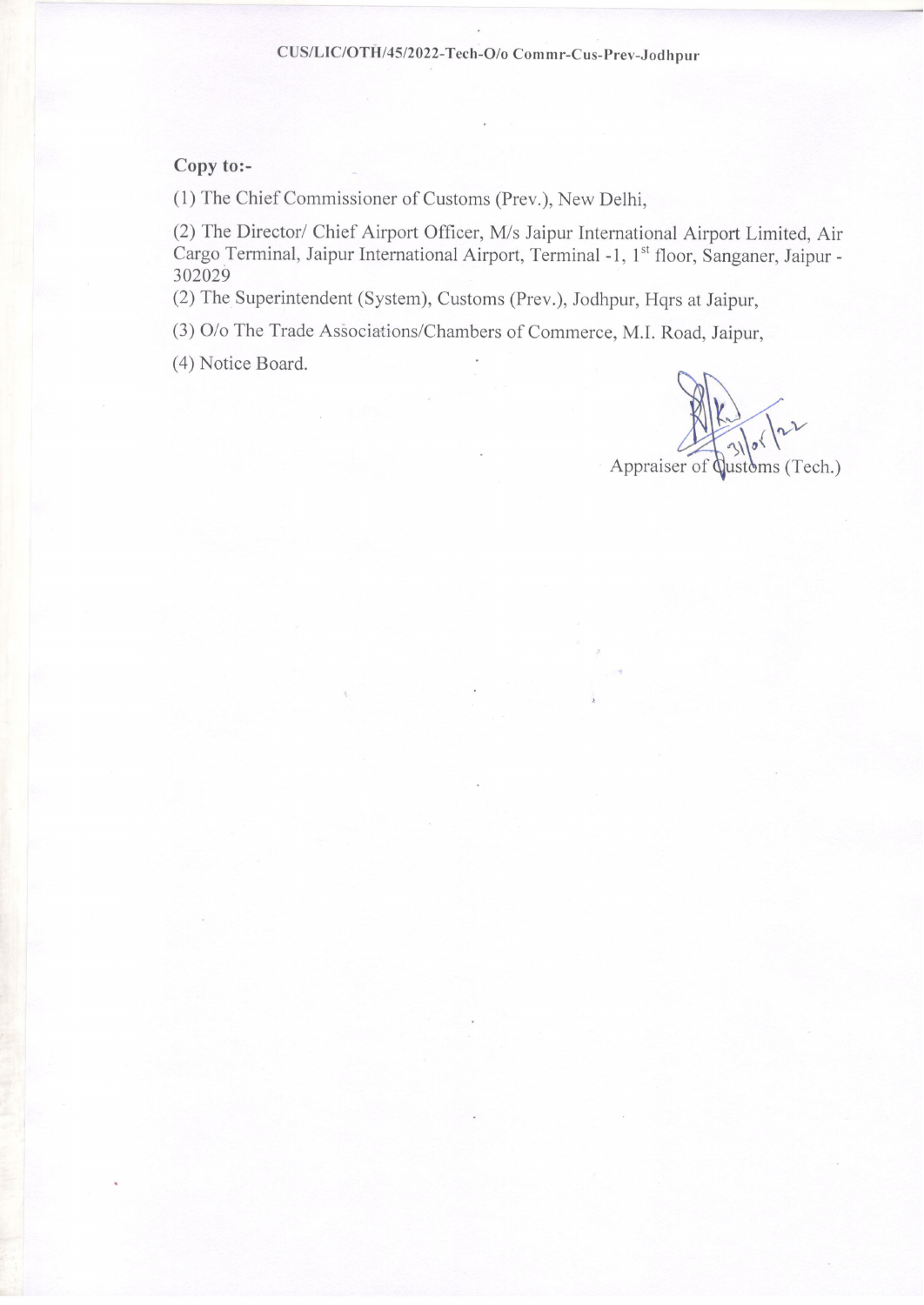CUS/LIC/OTH/45/2022-Tech-O/o Commr-Cus-Prev-Jodhpur

**Copy to:-**

(1) The Chief Commissioner of Customs (Prev.), New Delhi,

(2) The Director/ Chief Airport Officer, M/s Jaipur International Airport Limited, Air Cargo Terminal, Jaipur International Airport, Terminal -1, 1st floor, Sanganer, Jaipur - 302029

(2) The Superintendent (System), Customs (Prev.), Jodhpur, Hqrs at Jaipur,

(3) O/o The Trade Associations/Chambers of Commerce, M.I. Road, Jaipur,

(4) Notice Board.

31/05/22

Appraiser of Customs (Tech.)